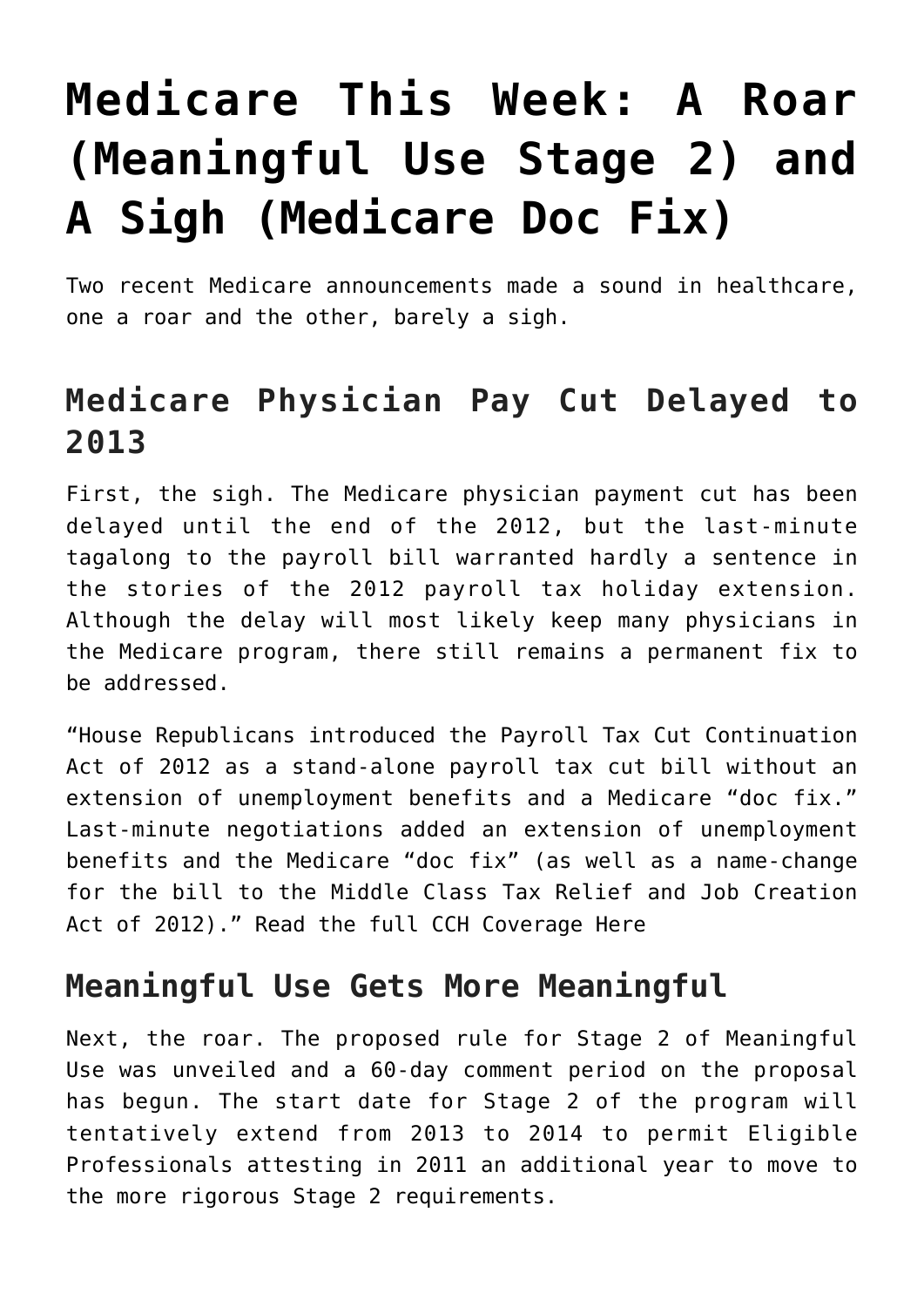# Medicare This Week: A Roar (Meaningful Use Stage 2) and A Sigh (Medicare Doc Fix)

Two recent Medicare announcements made a sound in healthcare, one a roar and the other, barely a sigh.

## Medicare Physician Pay Cut Delayed to 2013

First, the sigh. The Medicare physician payment cut has been delayed until the end of the 2012, but the last-minute tagalong to the payroll bill warranted hardly a sentence in the stories of the 2012 payroll tax holiday extension. Although the delay will most likely keep many physicians in the Medicare program, there still remains a permanent fix to be addressed.

"House Republicans introduced the Payroll Tax Cut Continuation Act of 2012 as a stand-alone payroll tax cut bill without an extension of unemployment benefits and a Medicare "doc fix." Last-minute negotiations added an extension of unemployment benefits and the Medicare "doc fix" (as well as a name-change for the bill to the Middle Class Tax Relief and Job Creation Act of 2012)." Read the full CCH Coverage Here

## Meaningful Use Gets More Meaningful

Next, the roar. The proposed rule for Stage 2 of Meaningful Use was unveiled and a 60-day comment period on the proposal has begun. The start date for Stage 2 of the program will tentatively extend from 2013 to 2014 to permit Eligible Professionals attesting in 2011 an additional year to move to the more rigorous Stage 2 requirements.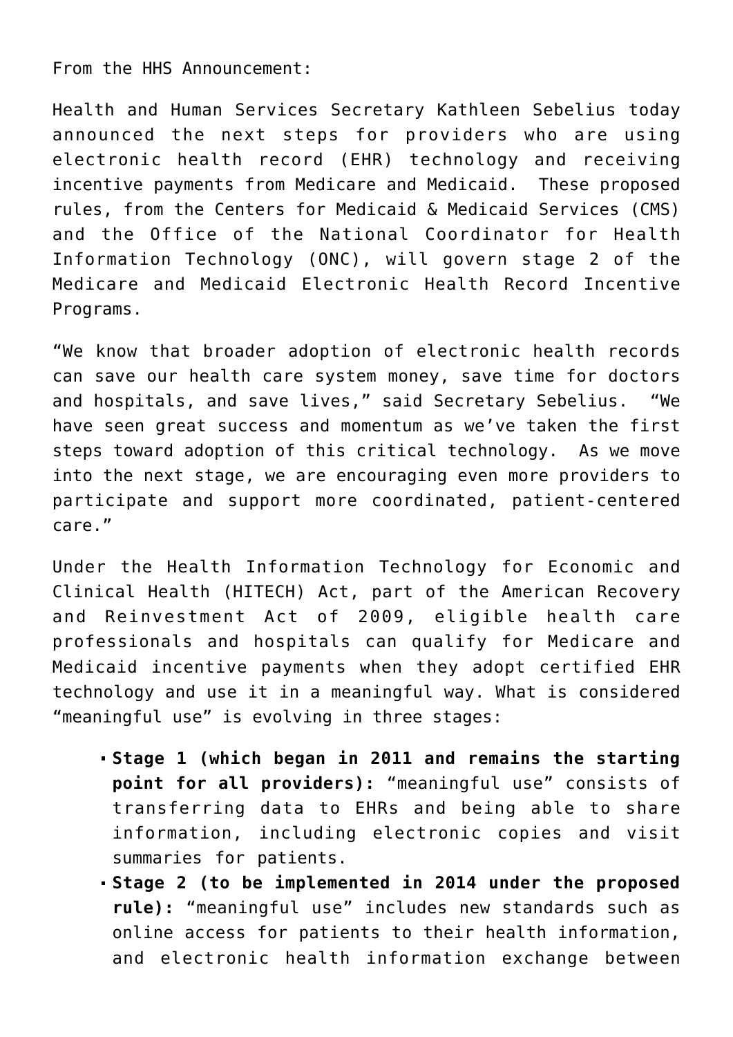From the HHS Announcement:

Health and Human Services Secretary Kathleen Sebelius today announced the next steps for providers who are using electronic health record (EHR) technology and receiving incentive payments from Medicare and Medicaid. These proposed rules, from the Centers for Medicaid & Medicaid Services (CMS) and the Office of the National Coordinator for Health Information Technology (ONC), will govern stage 2 of the Medicare and Medicaid Electronic Health Record Incentive Programs.

“We know that broader adoption of electronic health records can save our health care system money, save time for doctors and hospitals, and save lives,” said Secretary Sebelius. “We have seen great success and momentum as we’ve taken the first steps toward adoption of this critical technology. As we move into the next stage, we are encouraging even more providers to participate and support more coordinated, patient-centered care.”

Under the Health Information Technology for Economic and Clinical Health (HITECH) Act, part of the American Recovery and Reinvestment Act of 2009, eligible health care professionals and hospitals can qualify for Medicare and Medicaid incentive payments when they adopt certified EHR technology and use it in a meaningful way. What is considered “meaningful use” is evolving in three stages:

- **Stage 1 (which began in 2011 and remains the starting point for all providers):** “meaningful use” consists of transferring data to EHRs and being able to share information, including electronic copies and visit summaries for patients.
- **Stage 2 (to be implemented in 2014 under the proposed rule):** “meaningful use” includes new standards such as online access for patients to their health information, and electronic health information exchange between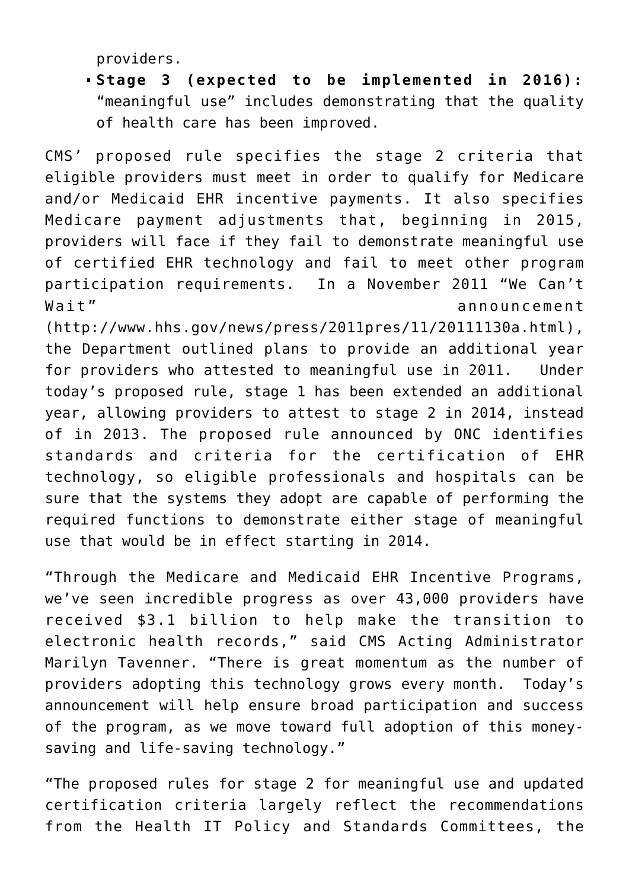providers.

- **Stage 3 (expected to be implemented in 2016):** "meaningful use" includes demonstrating that the quality of health care has been improved.

CMS' proposed rule specifies the stage 2 criteria that eligible providers must meet in order to qualify for Medicare and/or Medicaid EHR incentive payments. It also specifies Medicare payment adjustments that, beginning in 2015, providers will face if they fail to demonstrate meaningful use of certified EHR technology and fail to meet other program participation requirements. In a November 2011 "We Can't Wait" announcement (http://www.hhs.gov/news/press/2011pres/11/20111130a.html), the Department outlined plans to provide an additional year for providers who attested to meaningful use in 2011. Under today's proposed rule, stage 1 has been extended an additional year, allowing providers to attest to stage 2 in 2014, instead of in 2013. The proposed rule announced by ONC identifies standards and criteria for the certification of EHR technology, so eligible professionals and hospitals can be sure that the systems they adopt are capable of performing the required functions to demonstrate either stage of meaningful use that would be in effect starting in 2014.

"Through the Medicare and Medicaid EHR Incentive Programs, we've seen incredible progress as over 43,000 providers have received $3.1 billion to help make the transition to electronic health records," said CMS Acting Administrator Marilyn Tavenner. "There is great momentum as the number of providers adopting this technology grows every month. Today's announcement will help ensure broad participation and success of the program, as we move toward full adoption of this money-saving and life-saving technology."

"The proposed rules for stage 2 for meaningful use and updated certification criteria largely reflect the recommendations from the Health IT Policy and Standards Committees, the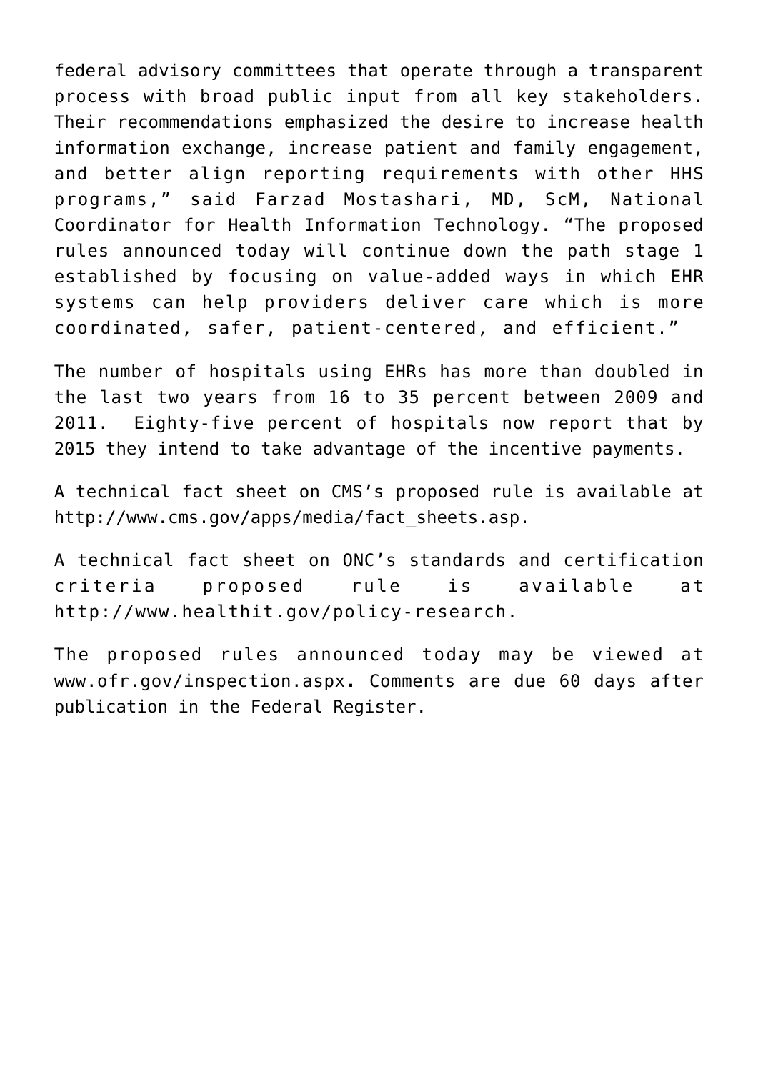federal advisory committees that operate through a transparent process with broad public input from all key stakeholders. Their recommendations emphasized the desire to increase health information exchange, increase patient and family engagement, and better align reporting requirements with other HHS programs," said Farzad Mostashari, MD, ScM, National Coordinator for Health Information Technology. "The proposed rules announced today will continue down the path stage 1 established by focusing on value-added ways in which EHR systems can help providers deliver care which is more coordinated, safer, patient-centered, and efficient."

The number of hospitals using EHRs has more than doubled in the last two years from 16 to 35 percent between 2009 and 2011. Eighty-five percent of hospitals now report that by 2015 they intend to take advantage of the incentive payments.

A technical fact sheet on CMS's proposed rule is available at http://www.cms.gov/apps/media/fact_sheets.asp.

A technical fact sheet on ONC's standards and certification criteria proposed rule is available at http://www.healthit.gov/policy-research.

The proposed rules announced today may be viewed at www.ofr.gov/inspection.aspx. Comments are due 60 days after publication in the Federal Register.